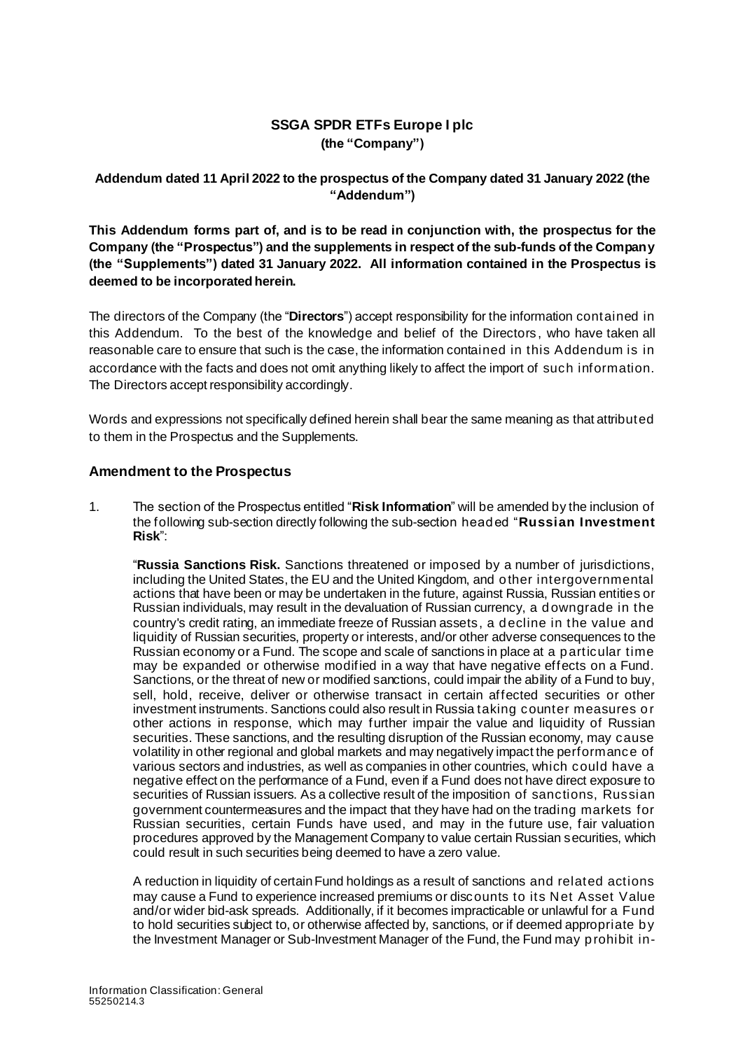## SSGA SPDR ETFs Europe I plc
**(the "Company")**

**Addendum dated 11 April 2022 to the prospectus of the Company dated 31 January 2022 (the "Addendum")**

**This Addendum forms part of, and is to be read in conjunction with, the prospectus for the Company (the "Prospectus") and the supplements in respect of the sub-funds of the Company (the "Supplements") dated 31 January 2022. All information contained in the Prospectus is deemed to be incorporated herein.**

The directors of the Company (the "**Directors**") accept responsibility for the information contained in this Addendum. To the best of the knowledge and belief of the Directors, who have taken all reasonable care to ensure that such is the case, the information contained in this Addendum is in accordance with the facts and does not omit anything likely to affect the import of such information. The Directors accept responsibility accordingly.

Words and expressions not specifically defined herein shall bear the same meaning as that attributed to them in the Prospectus and the Supplements.

### Amendment to the Prospectus

1. The section of the Prospectus entitled "**Risk Information**" will be amended by the inclusion of the following sub-section directly following the sub-section headed "**Russian Investment Risk**":

   "**Russia Sanctions Risk.** Sanctions threatened or imposed by a number of jurisdictions, including the United States, the EU and the United Kingdom, and other intergovernmental actions that have been or may be undertaken in the future, against Russia, Russian entities or Russian individuals, may result in the devaluation of Russian currency, a downgrade in the country's credit rating, an immediate freeze of Russian assets, a decline in the value and liquidity of Russian securities, property or interests, and/or other adverse consequences to the Russian economy or a Fund. The scope and scale of sanctions in place at a particular time may be expanded or otherwise modified in a way that have negative effects on a Fund. Sanctions, or the threat of new or modified sanctions, could impair the ability of a Fund to buy, sell, hold, receive, deliver or otherwise transact in certain affected securities or other investment instruments. Sanctions could also result in Russia taking counter measures or other actions in response, which may further impair the value and liquidity of Russian securities. These sanctions, and the resulting disruption of the Russian economy, may cause volatility in other regional and global markets and may negatively impact the performance of various sectors and industries, as well as companies in other countries, which could have a negative effect on the performance of a Fund, even if a Fund does not have direct exposure to securities of Russian issuers. As a collective result of the imposition of sanctions, Russian government countermeasures and the impact that they have had on the trading markets for Russian securities, certain Funds have used, and may in the future use, fair valuation procedures approved by the Management Company to value certain Russian securities, which could result in such securities being deemed to have a zero value.

   A reduction in liquidity of certain Fund holdings as a result of sanctions and related actions may cause a Fund to experience increased premiums or discounts to its Net Asset Value and/or wider bid-ask spreads. Additionally, if it becomes impracticable or unlawful for a Fund to hold securities subject to, or otherwise affected by, sanctions, or if deemed appropriate by the Investment Manager or Sub-Investment Manager of the Fund, the Fund may prohibit in-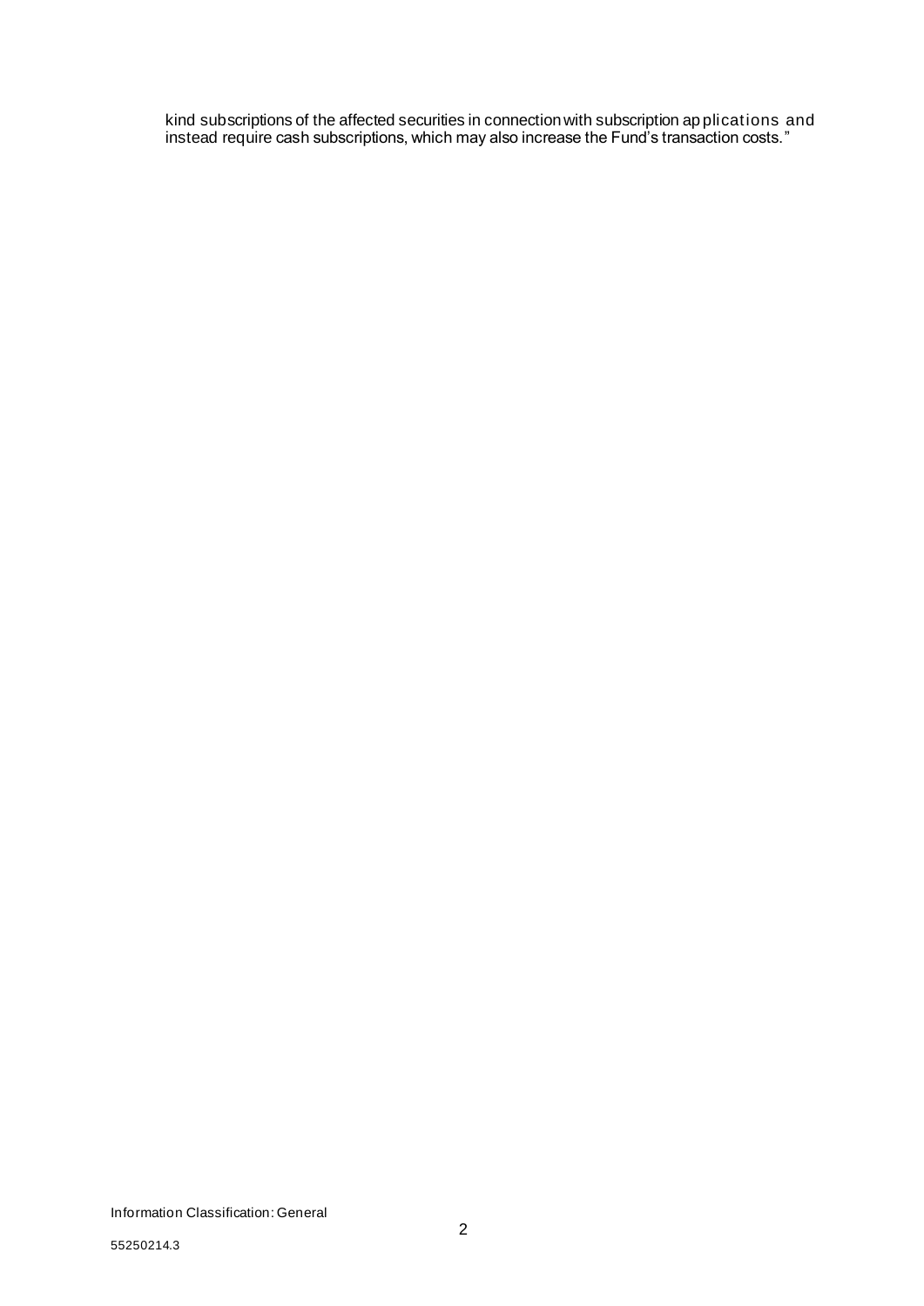kind subscriptions of the affected securities in connection with subscription applications and instead require cash subscriptions, which may also increase the Fund's transaction costs."